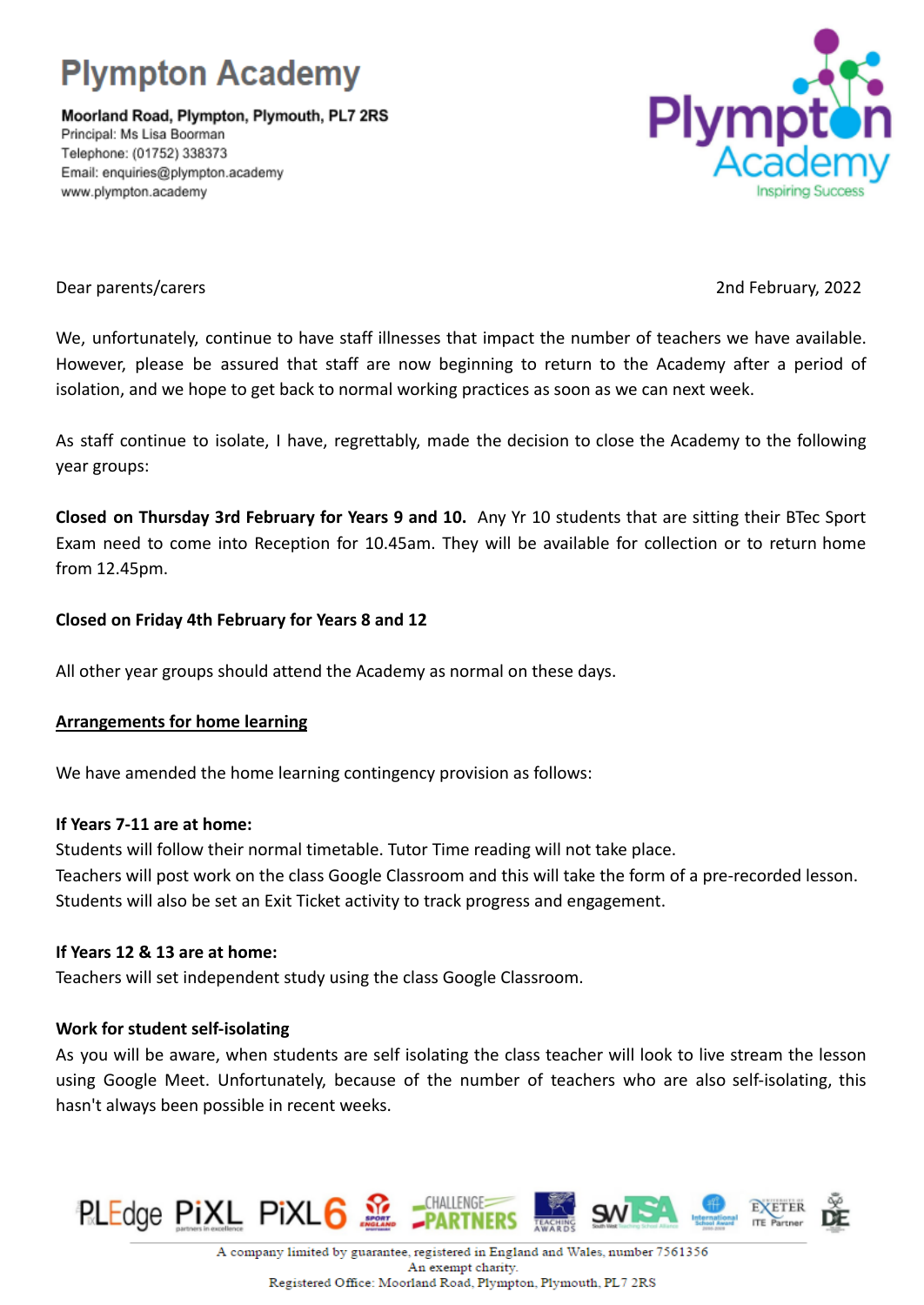# Plympton Academy

**Moorland Road, Plympton, Plymouth, PL7 2RS**
Principal: Ms Lisa Boorman
Telephone: (01752) 338373
Email: enquiries@plympton.academy
www.plympton.academy

Dear parents/carers

2nd February, 2022

We, unfortunately, continue to have staff illnesses that impact the number of teachers we have available. However, please be assured that staff are now beginning to return to the Academy after a period of isolation, and we hope to get back to normal working practices as soon as we can next week.

As staff continue to isolate, I have, regrettably, made the decision to close the Academy to the following year groups:

**Closed on Thursday 3rd February for Years 9 and 10.** Any Yr 10 students that are sitting their BTec Sport Exam need to come into Reception for 10.45am. They will be available for collection or to return home from 12.45pm.

**Closed on Friday 4th February for Years 8 and 12**

All other year groups should attend the Academy as normal on these days.

**Arrangements for home learning**

We have amended the home learning contingency provision as follows:

**If Years 7-11 are at home:**
Students will follow their normal timetable. Tutor Time reading will not take place.
Teachers will post work on the class Google Classroom and this will take the form of a pre-recorded lesson. Students will also be set an Exit Ticket activity to track progress and engagement.

**If Years 12 & 13 are at home:**
Teachers will set independent study using the class Google Classroom.

**Work for student self-isolating**
As you will be aware, when students are self isolating the class teacher will look to live stream the lesson using Google Meet. Unfortunately, because of the number of teachers who are also self-isolating, this hasn't always been possible in recent weeks.

A company limited by guarantee, registered in England and Wales, number 7561356
An exempt charity.
Registered Office: Moorland Road, Plympton, Plymouth, PL7 2RS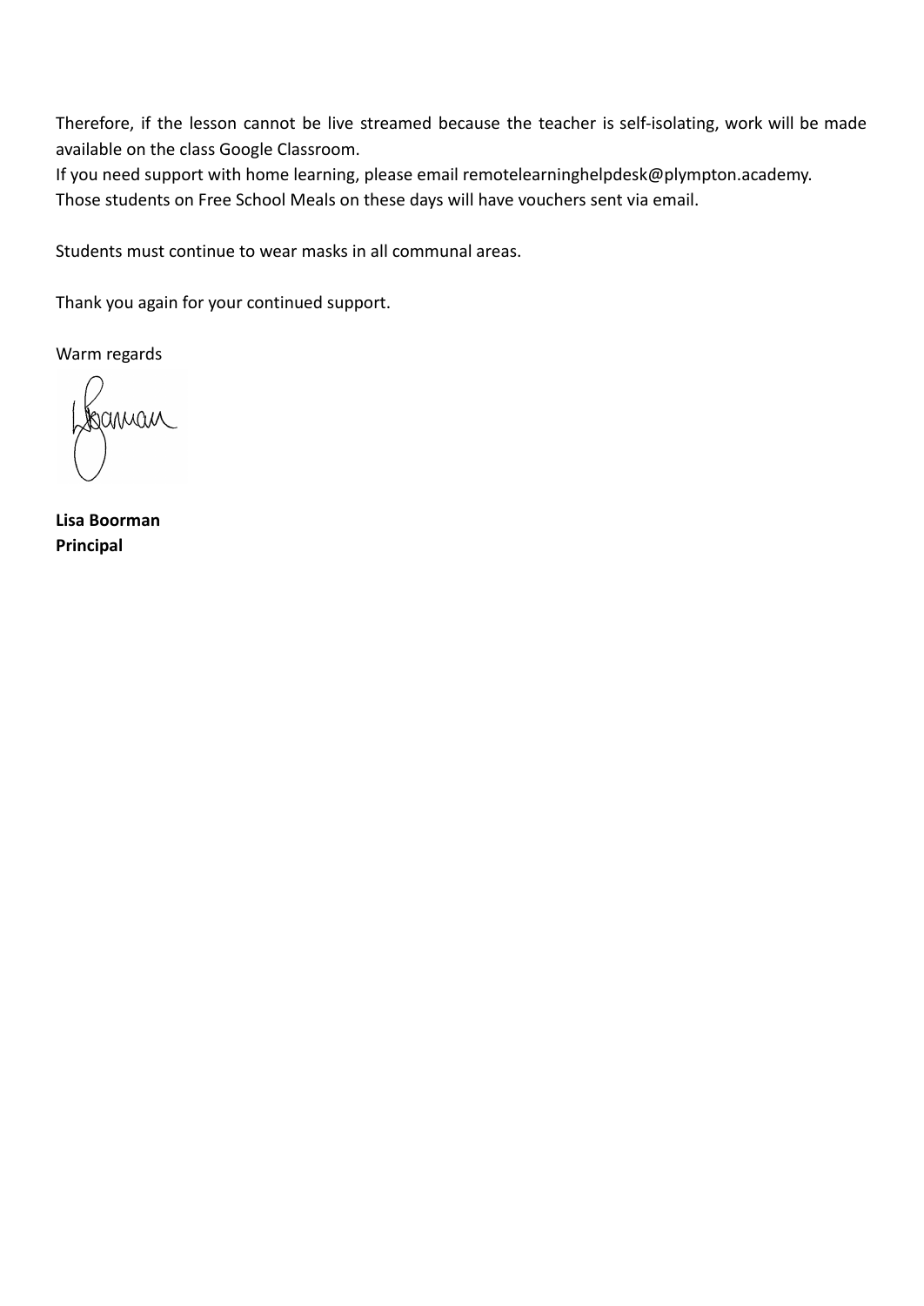Therefore, if the lesson cannot be live streamed because the teacher is self-isolating, work will be made available on the class Google Classroom.
If you need support with home learning, please email remotelearninghelpdesk@plympton.academy.
Those students on Free School Meals on these days will have vouchers sent via email.

Students must continue to wear masks in all communal areas.

Thank you again for your continued support.

Warm regards

**Lisa Boorman**
**Principal**